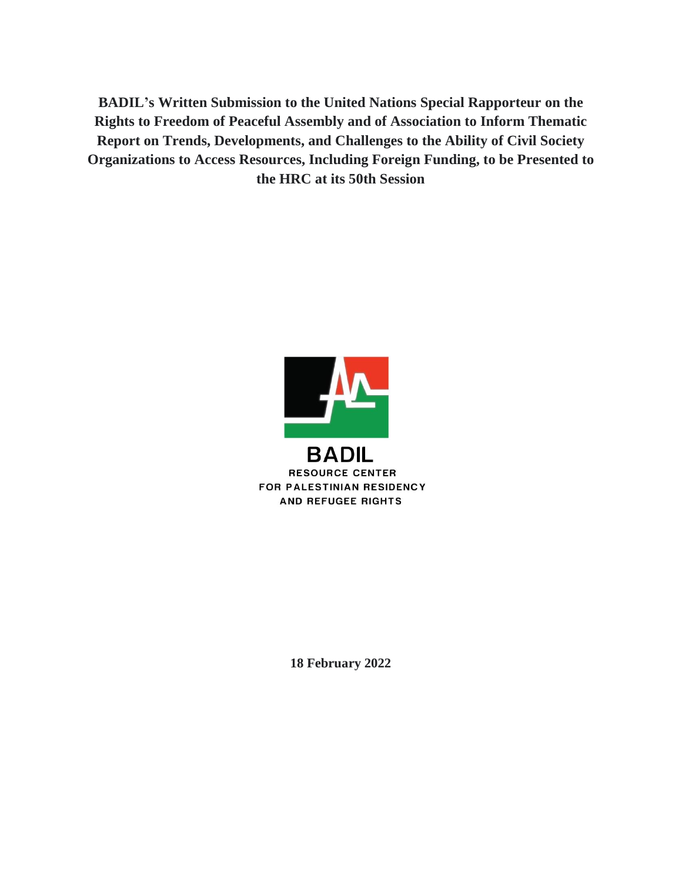**BADIL's Written Submission to the United Nations Special Rapporteur on the Rights to Freedom of Peaceful Assembly and of Association to Inform Thematic Report on Trends, Developments, and Challenges to the Ability of Civil Society Organizations to Access Resources, Including Foreign Funding, to be Presented to the HRC at its 50th Session**

BADIL
RESOURCE CENTER
FOR PALESTINIAN RESIDENCY
AND REFUGEE RIGHTS

**18 February 2022**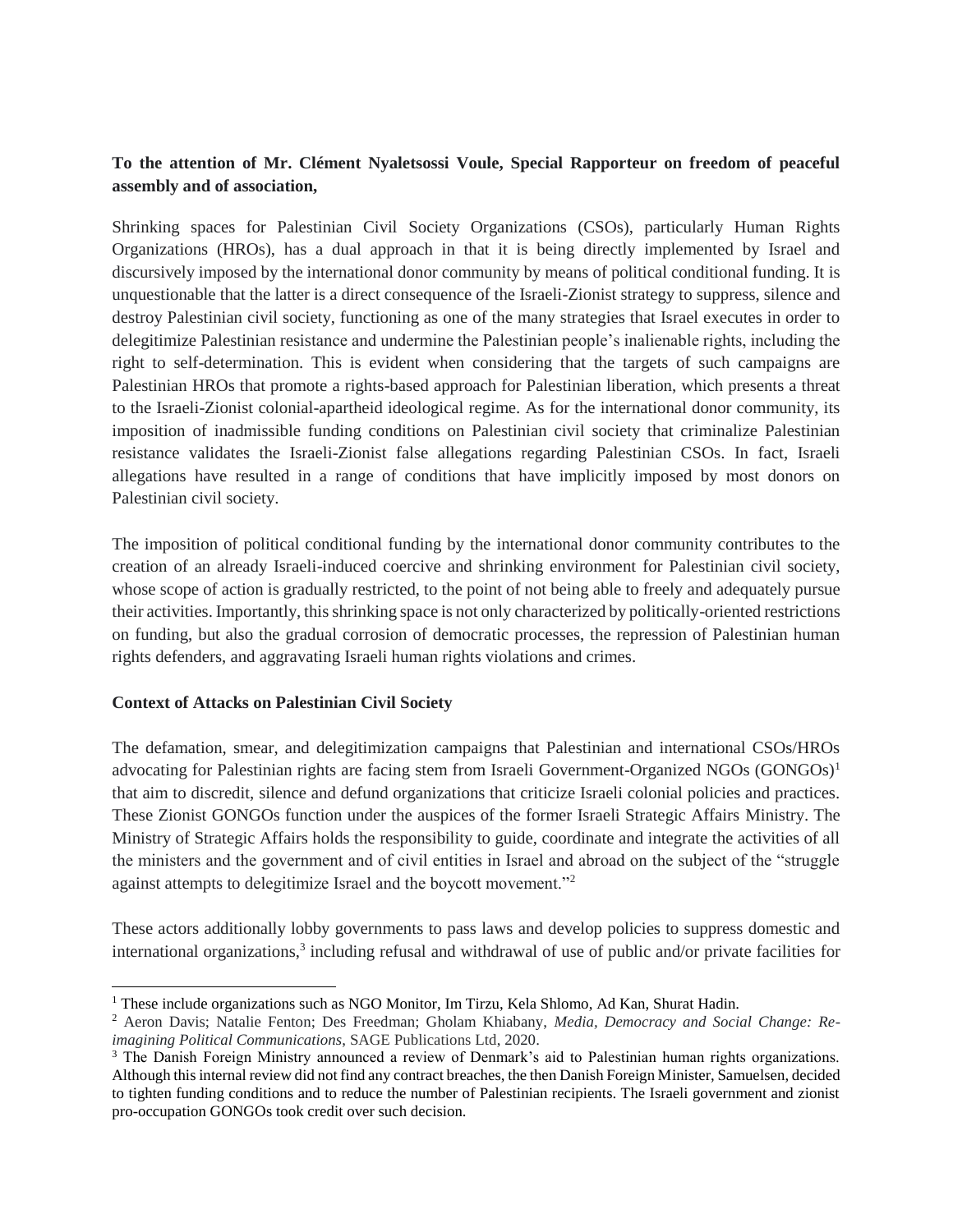**To the attention of Mr. Clément Nyaletsossi Voule, Special Rapporteur on freedom of peaceful assembly and of association,**

Shrinking spaces for Palestinian Civil Society Organizations (CSOs), particularly Human Rights Organizations (HROs), has a dual approach in that it is being directly implemented by Israel and discursively imposed by the international donor community by means of political conditional funding. It is unquestionable that the latter is a direct consequence of the Israeli-Zionist strategy to suppress, silence and destroy Palestinian civil society, functioning as one of the many strategies that Israel executes in order to delegitimize Palestinian resistance and undermine the Palestinian people's inalienable rights, including the right to self-determination. This is evident when considering that the targets of such campaigns are Palestinian HROs that promote a rights-based approach for Palestinian liberation, which presents a threat to the Israeli-Zionist colonial-apartheid ideological regime. As for the international donor community, its imposition of inadmissible funding conditions on Palestinian civil society that criminalize Palestinian resistance validates the Israeli-Zionist false allegations regarding Palestinian CSOs. In fact, Israeli allegations have resulted in a range of conditions that have implicitly imposed by most donors on Palestinian civil society.

The imposition of political conditional funding by the international donor community contributes to the creation of an already Israeli-induced coercive and shrinking environment for Palestinian civil society, whose scope of action is gradually restricted, to the point of not being able to freely and adequately pursue their activities. Importantly, this shrinking space is not only characterized by politically-oriented restrictions on funding, but also the gradual corrosion of democratic processes, the repression of Palestinian human rights defenders, and aggravating Israeli human rights violations and crimes.

**Context of Attacks on Palestinian Civil Society**

The defamation, smear, and delegitimization campaigns that Palestinian and international CSOs/HROs advocating for Palestinian rights are facing stem from Israeli Government-Organized NGOs (GONGOs)[1] that aim to discredit, silence and defund organizations that criticize Israeli colonial policies and practices. These Zionist GONGOs function under the auspices of the former Israeli Strategic Affairs Ministry. The Ministry of Strategic Affairs holds the responsibility to guide, coordinate and integrate the activities of all the ministers and the government and of civil entities in Israel and abroad on the subject of the "struggle against attempts to delegitimize Israel and the boycott movement."[2]

These actors additionally lobby governments to pass laws and develop policies to suppress domestic and international organizations,[3] including refusal and withdrawal of use of public and/or private facilities for

---

[1] These include organizations such as NGO Monitor, Im Tirzu, Kela Shlomo, Ad Kan, Shurat Hadin.

[2] Aeron Davis; Natalie Fenton; Des Freedman; Gholam Khiabany, *Media, Democracy and Social Change: Re-imagining Political Communications*, SAGE Publications Ltd, 2020.

[3] The Danish Foreign Ministry announced a review of Denmark's aid to Palestinian human rights organizations. Although this internal review did not find any contract breaches, the then Danish Foreign Minister, Samuelsen, decided to tighten funding conditions and to reduce the number of Palestinian recipients. The Israeli government and zionist pro-occupation GONGOs took credit over such decision.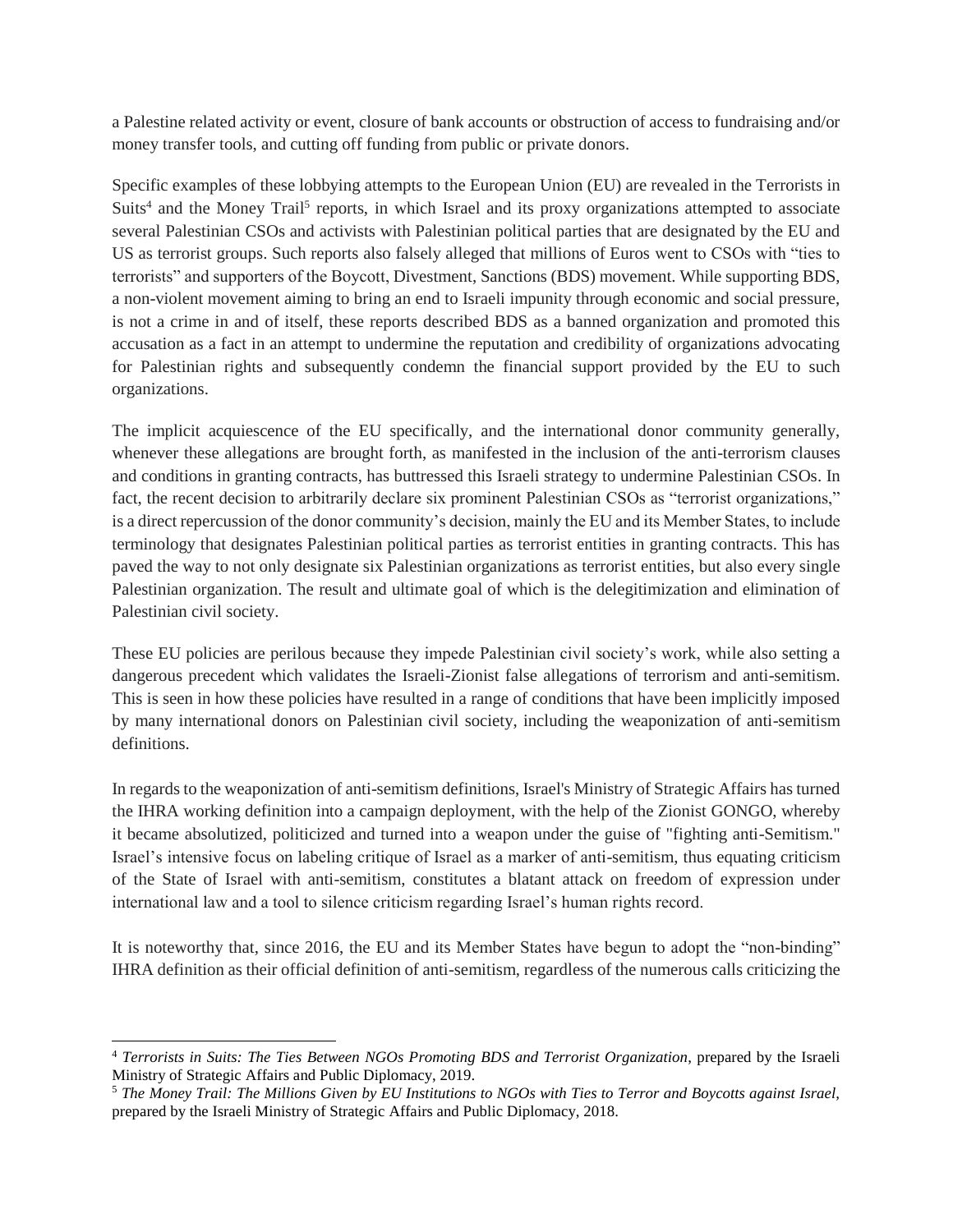a Palestine related activity or event, closure of bank accounts or obstruction of access to fundraising and/or money transfer tools, and cutting off funding from public or private donors.

Specific examples of these lobbying attempts to the European Union (EU) are revealed in the Terrorists in Suits[4] and the Money Trail[5] reports, in which Israel and its proxy organizations attempted to associate several Palestinian CSOs and activists with Palestinian political parties that are designated by the EU and US as terrorist groups. Such reports also falsely alleged that millions of Euros went to CSOs with "ties to terrorists" and supporters of the Boycott, Divestment, Sanctions (BDS) movement. While supporting BDS, a non-violent movement aiming to bring an end to Israeli impunity through economic and social pressure, is not a crime in and of itself, these reports described BDS as a banned organization and promoted this accusation as a fact in an attempt to undermine the reputation and credibility of organizations advocating for Palestinian rights and subsequently condemn the financial support provided by the EU to such organizations.

The implicit acquiescence of the EU specifically, and the international donor community generally, whenever these allegations are brought forth, as manifested in the inclusion of the anti-terrorism clauses and conditions in granting contracts, has buttressed this Israeli strategy to undermine Palestinian CSOs. In fact, the recent decision to arbitrarily declare six prominent Palestinian CSOs as "terrorist organizations," is a direct repercussion of the donor community's decision, mainly the EU and its Member States, to include terminology that designates Palestinian political parties as terrorist entities in granting contracts. This has paved the way to not only designate six Palestinian organizations as terrorist entities, but also every single Palestinian organization. The result and ultimate goal of which is the delegitimization and elimination of Palestinian civil society.

These EU policies are perilous because they impede Palestinian civil society's work, while also setting a dangerous precedent which validates the Israeli-Zionist false allegations of terrorism and anti-semitism. This is seen in how these policies have resulted in a range of conditions that have been implicitly imposed by many international donors on Palestinian civil society, including the weaponization of anti-semitism definitions.

In regards to the weaponization of anti-semitism definitions, Israel's Ministry of Strategic Affairs has turned the IHRA working definition into a campaign deployment, with the help of the Zionist GONGO, whereby it became absolutized, politicized and turned into a weapon under the guise of "fighting anti-Semitism." Israel's intensive focus on labeling critique of Israel as a marker of anti-semitism, thus equating criticism of the State of Israel with anti-semitism, constitutes a blatant attack on freedom of expression under international law and a tool to silence criticism regarding Israel's human rights record.

It is noteworthy that, since 2016, the EU and its Member States have begun to adopt the "non-binding" IHRA definition as their official definition of anti-semitism, regardless of the numerous calls criticizing the

---

[4] *Terrorists in Suits: The Ties Between NGOs Promoting BDS and Terrorist Organization*, prepared by the Israeli Ministry of Strategic Affairs and Public Diplomacy, 2019.

[5] *The Money Trail: The Millions Given by EU Institutions to NGOs with Ties to Terror and Boycotts against Israel*, prepared by the Israeli Ministry of Strategic Affairs and Public Diplomacy, 2018.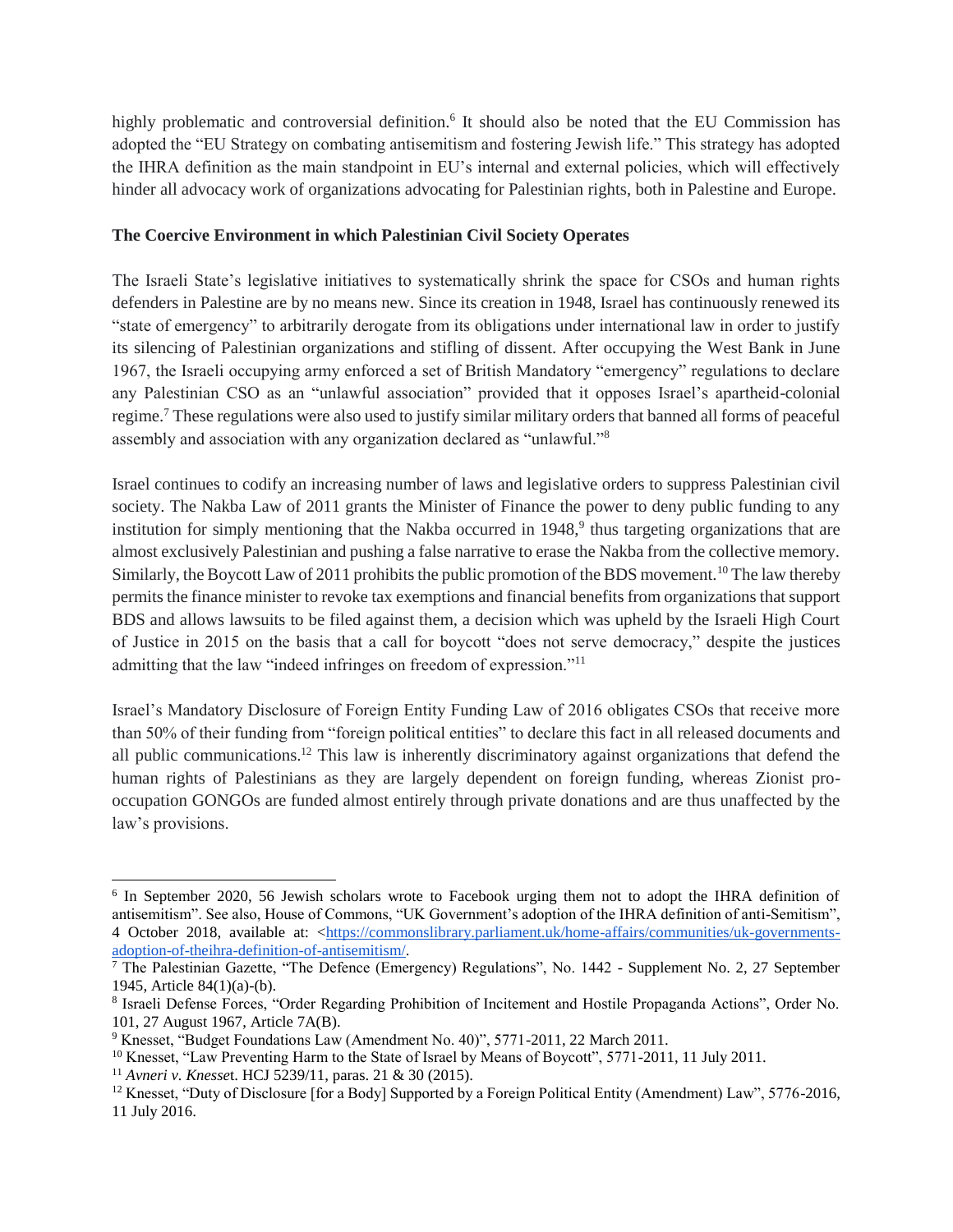highly problematic and controversial definition.[6] It should also be noted that the EU Commission has adopted the "EU Strategy on combating antisemitism and fostering Jewish life." This strategy has adopted the IHRA definition as the main standpoint in EU's internal and external policies, which will effectively hinder all advocacy work of organizations advocating for Palestinian rights, both in Palestine and Europe.

**The Coercive Environment in which Palestinian Civil Society Operates**

The Israeli State's legislative initiatives to systematically shrink the space for CSOs and human rights defenders in Palestine are by no means new. Since its creation in 1948, Israel has continuously renewed its "state of emergency" to arbitrarily derogate from its obligations under international law in order to justify its silencing of Palestinian organizations and stifling of dissent. After occupying the West Bank in June 1967, the Israeli occupying army enforced a set of British Mandatory "emergency" regulations to declare any Palestinian CSO as an "unlawful association" provided that it opposes Israel's apartheid-colonial regime.[7] These regulations were also used to justify similar military orders that banned all forms of peaceful assembly and association with any organization declared as "unlawful."[8]

Israel continues to codify an increasing number of laws and legislative orders to suppress Palestinian civil society. The Nakba Law of 2011 grants the Minister of Finance the power to deny public funding to any institution for simply mentioning that the Nakba occurred in 1948,[9] thus targeting organizations that are almost exclusively Palestinian and pushing a false narrative to erase the Nakba from the collective memory. Similarly, the Boycott Law of 2011 prohibits the public promotion of the BDS movement.[10] The law thereby permits the finance minister to revoke tax exemptions and financial benefits from organizations that support BDS and allows lawsuits to be filed against them, a decision which was upheld by the Israeli High Court of Justice in 2015 on the basis that a call for boycott "does not serve democracy," despite the justices admitting that the law "indeed infringes on freedom of expression."[11]

Israel's Mandatory Disclosure of Foreign Entity Funding Law of 2016 obligates CSOs that receive more than 50% of their funding from "foreign political entities" to declare this fact in all released documents and all public communications.[12] This law is inherently discriminatory against organizations that defend the human rights of Palestinians as they are largely dependent on foreign funding, whereas Zionist pro-occupation GONGOs are funded almost entirely through private donations and are thus unaffected by the law's provisions.

---

[6] In September 2020, 56 Jewish scholars wrote to Facebook urging them not to adopt the IHRA definition of antisemitism". See also, House of Commons, "UK Government's adoption of the IHRA definition of anti-Semitism", 4 October 2018, available at: <https://commonslibrary.parliament.uk/home-affairs/communities/uk-governments-adoption-of-theihra-definition-of-antisemitism/.

[7] The Palestinian Gazette, "The Defence (Emergency) Regulations", No. 1442 - Supplement No. 2, 27 September 1945, Article 84(1)(a)-(b).

[8] Israeli Defense Forces, "Order Regarding Prohibition of Incitement and Hostile Propaganda Actions", Order No. 101, 27 August 1967, Article 7A(B).

[9] Knesset, "Budget Foundations Law (Amendment No. 40)", 5771-2011, 22 March 2011.

[10] Knesset, "Law Preventing Harm to the State of Israel by Means of Boycott", 5771-2011, 11 July 2011.

[11] *Avneri v. Knesset*. HCJ 5239/11, paras. 21 & 30 (2015).

[12] Knesset, "Duty of Disclosure [for a Body] Supported by a Foreign Political Entity (Amendment) Law", 5776-2016, 11 July 2016.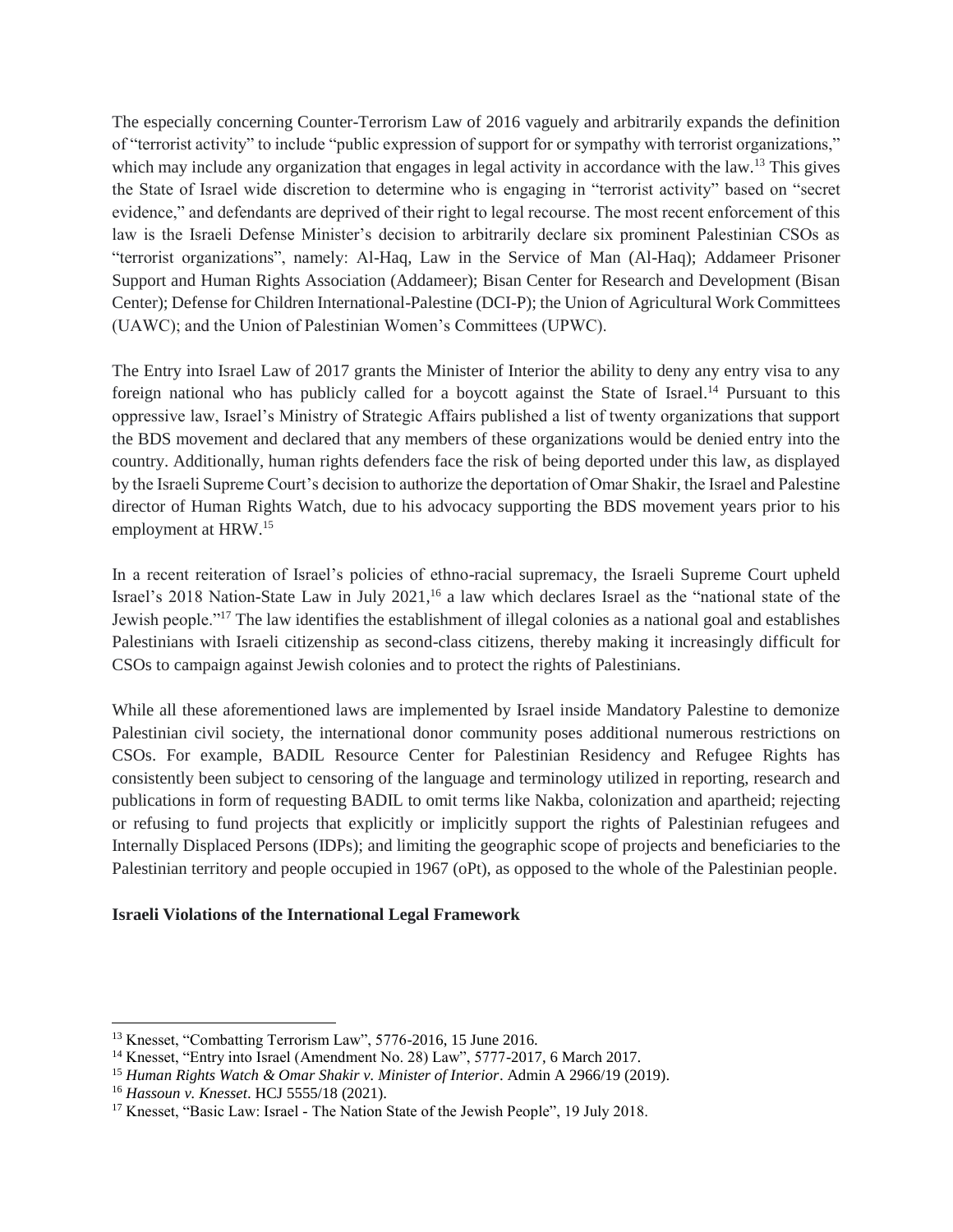The especially concerning Counter-Terrorism Law of 2016 vaguely and arbitrarily expands the definition of "terrorist activity" to include "public expression of support for or sympathy with terrorist organizations," which may include any organization that engages in legal activity in accordance with the law.[13] This gives the State of Israel wide discretion to determine who is engaging in "terrorist activity" based on "secret evidence," and defendants are deprived of their right to legal recourse. The most recent enforcement of this law is the Israeli Defense Minister's decision to arbitrarily declare six prominent Palestinian CSOs as "terrorist organizations", namely: Al-Haq, Law in the Service of Man (Al-Haq); Addameer Prisoner Support and Human Rights Association (Addameer); Bisan Center for Research and Development (Bisan Center); Defense for Children International-Palestine (DCI-P); the Union of Agricultural Work Committees (UAWC); and the Union of Palestinian Women's Committees (UPWC).

The Entry into Israel Law of 2017 grants the Minister of Interior the ability to deny any entry visa to any foreign national who has publicly called for a boycott against the State of Israel.[14] Pursuant to this oppressive law, Israel's Ministry of Strategic Affairs published a list of twenty organizations that support the BDS movement and declared that any members of these organizations would be denied entry into the country. Additionally, human rights defenders face the risk of being deported under this law, as displayed by the Israeli Supreme Court's decision to authorize the deportation of Omar Shakir, the Israel and Palestine director of Human Rights Watch, due to his advocacy supporting the BDS movement years prior to his employment at HRW.[15]

In a recent reiteration of Israel's policies of ethno-racial supremacy, the Israeli Supreme Court upheld Israel's 2018 Nation-State Law in July 2021,[16] a law which declares Israel as the "national state of the Jewish people."[17] The law identifies the establishment of illegal colonies as a national goal and establishes Palestinians with Israeli citizenship as second-class citizens, thereby making it increasingly difficult for CSOs to campaign against Jewish colonies and to protect the rights of Palestinians.

While all these aforementioned laws are implemented by Israel inside Mandatory Palestine to demonize Palestinian civil society, the international donor community poses additional numerous restrictions on CSOs. For example, BADIL Resource Center for Palestinian Residency and Refugee Rights has consistently been subject to censoring of the language and terminology utilized in reporting, research and publications in form of requesting BADIL to omit terms like Nakba, colonization and apartheid; rejecting or refusing to fund projects that explicitly or implicitly support the rights of Palestinian refugees and Internally Displaced Persons (IDPs); and limiting the geographic scope of projects and beneficiaries to the Palestinian territory and people occupied in 1967 (oPt), as opposed to the whole of the Palestinian people.

**Israeli Violations of the International Legal Framework**

---

[13] Knesset, "Combatting Terrorism Law", 5776-2016, 15 June 2016.

[14] Knesset, "Entry into Israel (Amendment No. 28) Law", 5777-2017, 6 March 2017.

[15] *Human Rights Watch & Omar Shakir v. Minister of Interior*. Admin A 2966/19 (2019).

[16] *Hassoun v. Knesset*. HCJ 5555/18 (2021).

[17] Knesset, "Basic Law: Israel - The Nation State of the Jewish People", 19 July 2018.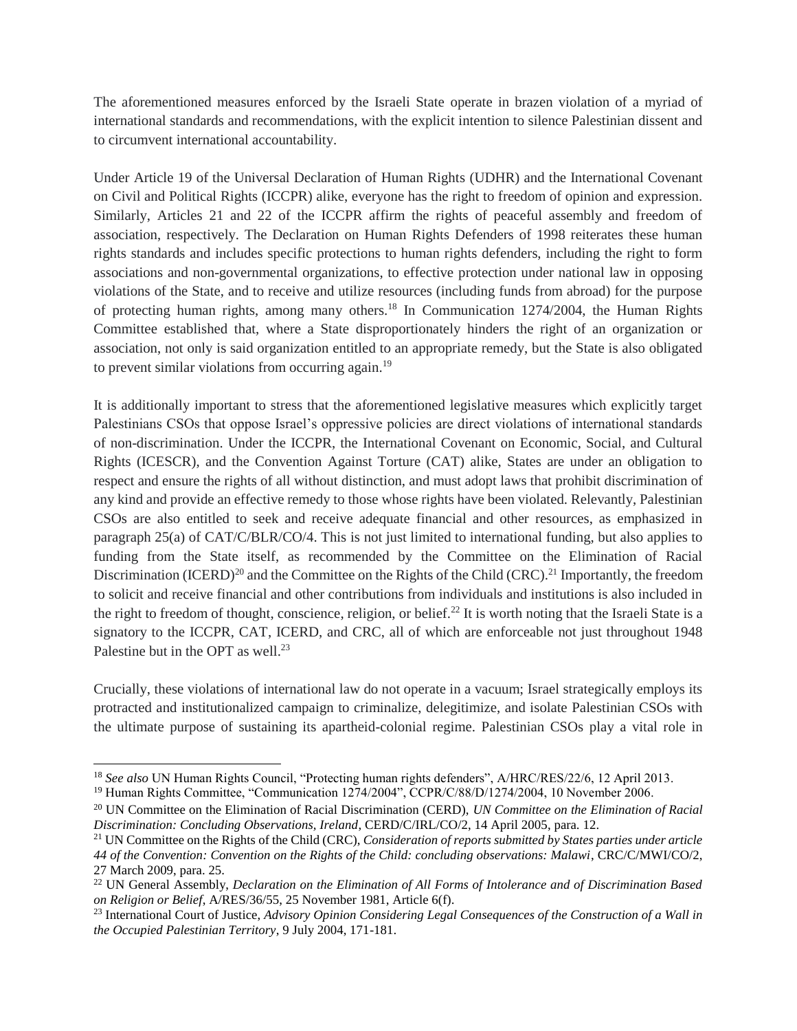The aforementioned measures enforced by the Israeli State operate in brazen violation of a myriad of international standards and recommendations, with the explicit intention to silence Palestinian dissent and to circumvent international accountability.

Under Article 19 of the Universal Declaration of Human Rights (UDHR) and the International Covenant on Civil and Political Rights (ICCPR) alike, everyone has the right to freedom of opinion and expression. Similarly, Articles 21 and 22 of the ICCPR affirm the rights of peaceful assembly and freedom of association, respectively. The Declaration on Human Rights Defenders of 1998 reiterates these human rights standards and includes specific protections to human rights defenders, including the right to form associations and non-governmental organizations, to effective protection under national law in opposing violations of the State, and to receive and utilize resources (including funds from abroad) for the purpose of protecting human rights, among many others.[18] In Communication 1274/2004, the Human Rights Committee established that, where a State disproportionately hinders the right of an organization or association, not only is said organization entitled to an appropriate remedy, but the State is also obligated to prevent similar violations from occurring again.[19]

It is additionally important to stress that the aforementioned legislative measures which explicitly target Palestinians CSOs that oppose Israel's oppressive policies are direct violations of international standards of non-discrimination. Under the ICCPR, the International Covenant on Economic, Social, and Cultural Rights (ICESCR), and the Convention Against Torture (CAT) alike, States are under an obligation to respect and ensure the rights of all without distinction, and must adopt laws that prohibit discrimination of any kind and provide an effective remedy to those whose rights have been violated. Relevantly, Palestinian CSOs are also entitled to seek and receive adequate financial and other resources, as emphasized in paragraph 25(a) of CAT/C/BLR/CO/4. This is not just limited to international funding, but also applies to funding from the State itself, as recommended by the Committee on the Elimination of Racial Discrimination (ICERD)[20] and the Committee on the Rights of the Child (CRC).[21] Importantly, the freedom to solicit and receive financial and other contributions from individuals and institutions is also included in the right to freedom of thought, conscience, religion, or belief.[22] It is worth noting that the Israeli State is a signatory to the ICCPR, CAT, ICERD, and CRC, all of which are enforceable not just throughout 1948 Palestine but in the OPT as well.[23]

Crucially, these violations of international law do not operate in a vacuum; Israel strategically employs its protracted and institutionalized campaign to criminalize, delegitimize, and isolate Palestinian CSOs with the ultimate purpose of sustaining its apartheid-colonial regime. Palestinian CSOs play a vital role in

---

[18] *See also* UN Human Rights Council, "Protecting human rights defenders", A/HRC/RES/22/6, 12 April 2013.

[19] Human Rights Committee, "Communication 1274/2004", CCPR/C/88/D/1274/2004, 10 November 2006.

[20] UN Committee on the Elimination of Racial Discrimination (CERD), *UN Committee on the Elimination of Racial Discrimination: Concluding Observations, Ireland*, CERD/C/IRL/CO/2, 14 April 2005, para. 12.

[21] UN Committee on the Rights of the Child (CRC), *Consideration of reports submitted by States parties under article 44 of the Convention: Convention on the Rights of the Child: concluding observations: Malawi*, CRC/C/MWI/CO/2, 27 March 2009, para. 25.

[22] UN General Assembly, *Declaration on the Elimination of All Forms of Intolerance and of Discrimination Based on Religion or Belief*, A/RES/36/55, 25 November 1981, Article 6(f).

[23] International Court of Justice, *Advisory Opinion Considering Legal Consequences of the Construction of a Wall in the Occupied Palestinian Territory*, 9 July 2004, 171-181.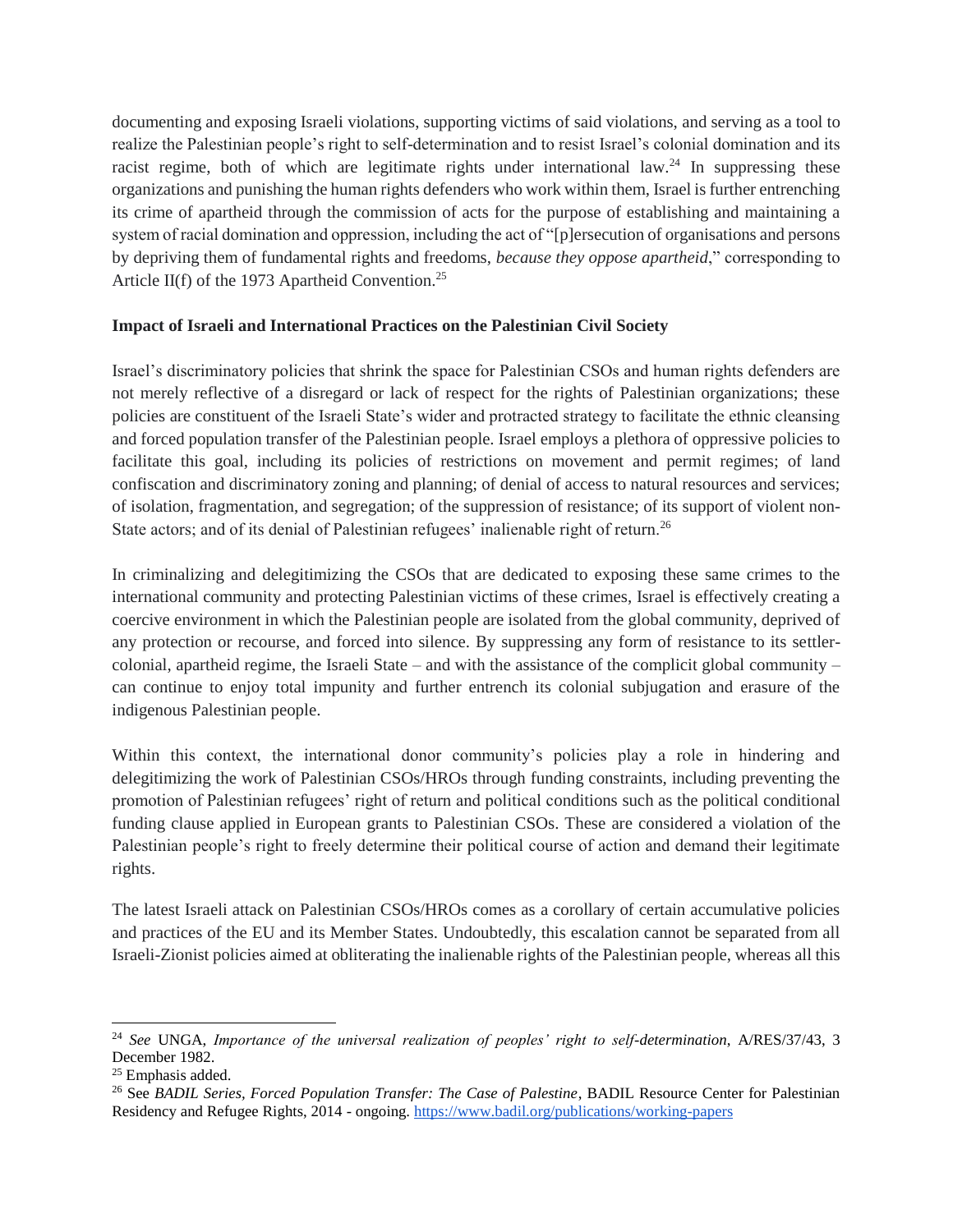documenting and exposing Israeli violations, supporting victims of said violations, and serving as a tool to realize the Palestinian people's right to self-determination and to resist Israel's colonial domination and its racist regime, both of which are legitimate rights under international law.[24] In suppressing these organizations and punishing the human rights defenders who work within them, Israel is further entrenching its crime of apartheid through the commission of acts for the purpose of establishing and maintaining a system of racial domination and oppression, including the act of "[p]ersecution of organisations and persons by depriving them of fundamental rights and freedoms, *because they oppose apartheid*," corresponding to Article II(f) of the 1973 Apartheid Convention.[25]

**Impact of Israeli and International Practices on the Palestinian Civil Society**

Israel's discriminatory policies that shrink the space for Palestinian CSOs and human rights defenders are not merely reflective of a disregard or lack of respect for the rights of Palestinian organizations; these policies are constituent of the Israeli State's wider and protracted strategy to facilitate the ethnic cleansing and forced population transfer of the Palestinian people. Israel employs a plethora of oppressive policies to facilitate this goal, including its policies of restrictions on movement and permit regimes; of land confiscation and discriminatory zoning and planning; of denial of access to natural resources and services; of isolation, fragmentation, and segregation; of the suppression of resistance; of its support of violent non-State actors; and of its denial of Palestinian refugees' inalienable right of return.[26]

In criminalizing and delegitimizing the CSOs that are dedicated to exposing these same crimes to the international community and protecting Palestinian victims of these crimes, Israel is effectively creating a coercive environment in which the Palestinian people are isolated from the global community, deprived of any protection or recourse, and forced into silence. By suppressing any form of resistance to its settler-colonial, apartheid regime, the Israeli State – and with the assistance of the complicit global community – can continue to enjoy total impunity and further entrench its colonial subjugation and erasure of the indigenous Palestinian people.

Within this context, the international donor community's policies play a role in hindering and delegitimizing the work of Palestinian CSOs/HROs through funding constraints, including preventing the promotion of Palestinian refugees' right of return and political conditions such as the political conditional funding clause applied in European grants to Palestinian CSOs. These are considered a violation of the Palestinian people's right to freely determine their political course of action and demand their legitimate rights.

The latest Israeli attack on Palestinian CSOs/HROs comes as a corollary of certain accumulative policies and practices of the EU and its Member States. Undoubtedly, this escalation cannot be separated from all Israeli-Zionist policies aimed at obliterating the inalienable rights of the Palestinian people, whereas all this

---

[24] *See* UNGA, *Importance of the universal realization of peoples' right to self-determination,* A/RES/37/43, 3 December 1982.

[25] Emphasis added.

[26] See *BADIL Series, Forced Population Transfer: The Case of Palestine*, BADIL Resource Center for Palestinian Residency and Refugee Rights, 2014 - ongoing. https://www.badil.org/publications/working-papers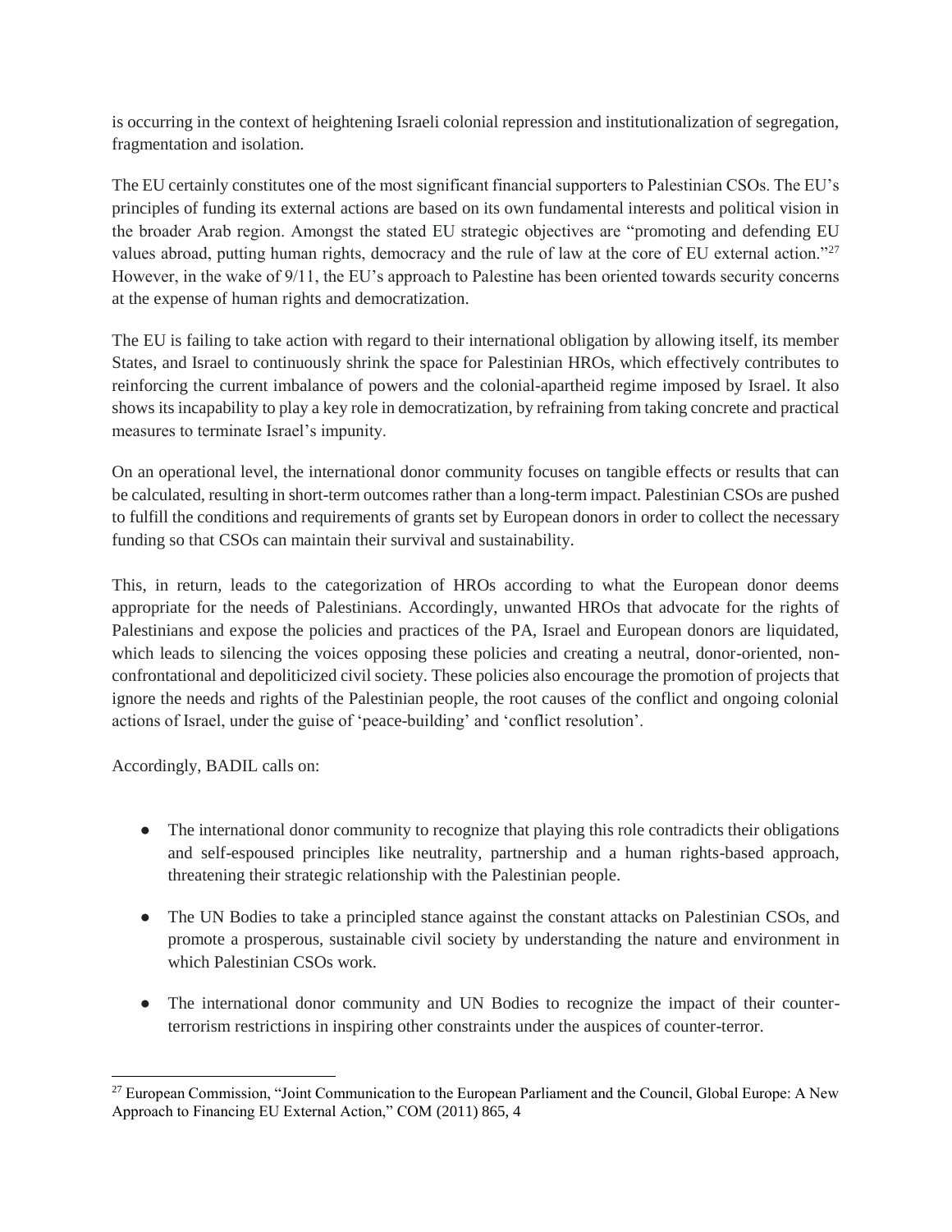is occurring in the context of heightening Israeli colonial repression and institutionalization of segregation, fragmentation and isolation.

The EU certainly constitutes one of the most significant financial supporters to Palestinian CSOs. The EU's principles of funding its external actions are based on its own fundamental interests and political vision in the broader Arab region. Amongst the stated EU strategic objectives are "promoting and defending EU values abroad, putting human rights, democracy and the rule of law at the core of EU external action."[27] However, in the wake of 9/11, the EU's approach to Palestine has been oriented towards security concerns at the expense of human rights and democratization.

The EU is failing to take action with regard to their international obligation by allowing itself, its member States, and Israel to continuously shrink the space for Palestinian HROs, which effectively contributes to reinforcing the current imbalance of powers and the colonial-apartheid regime imposed by Israel. It also shows its incapability to play a key role in democratization, by refraining from taking concrete and practical measures to terminate Israel's impunity.

On an operational level, the international donor community focuses on tangible effects or results that can be calculated, resulting in short-term outcomes rather than a long-term impact. Palestinian CSOs are pushed to fulfill the conditions and requirements of grants set by European donors in order to collect the necessary funding so that CSOs can maintain their survival and sustainability.

This, in return, leads to the categorization of HROs according to what the European donor deems appropriate for the needs of Palestinians. Accordingly, unwanted HROs that advocate for the rights of Palestinians and expose the policies and practices of the PA, Israel and European donors are liquidated, which leads to silencing the voices opposing these policies and creating a neutral, donor-oriented, non-confrontational and depoliticized civil society. These policies also encourage the promotion of projects that ignore the needs and rights of the Palestinian people, the root causes of the conflict and ongoing colonial actions of Israel, under the guise of 'peace-building' and 'conflict resolution'.

Accordingly, BADIL calls on:

- The international donor community to recognize that playing this role contradicts their obligations and self-espoused principles like neutrality, partnership and a human rights-based approach, threatening their strategic relationship with the Palestinian people.
- The UN Bodies to take a principled stance against the constant attacks on Palestinian CSOs, and promote a prosperous, sustainable civil society by understanding the nature and environment in which Palestinian CSOs work.
- The international donor community and UN Bodies to recognize the impact of their counter-terrorism restrictions in inspiring other constraints under the auspices of counter-terror.

[27] European Commission, "Joint Communication to the European Parliament and the Council, Global Europe: A New Approach to Financing EU External Action," COM (2011) 865, 4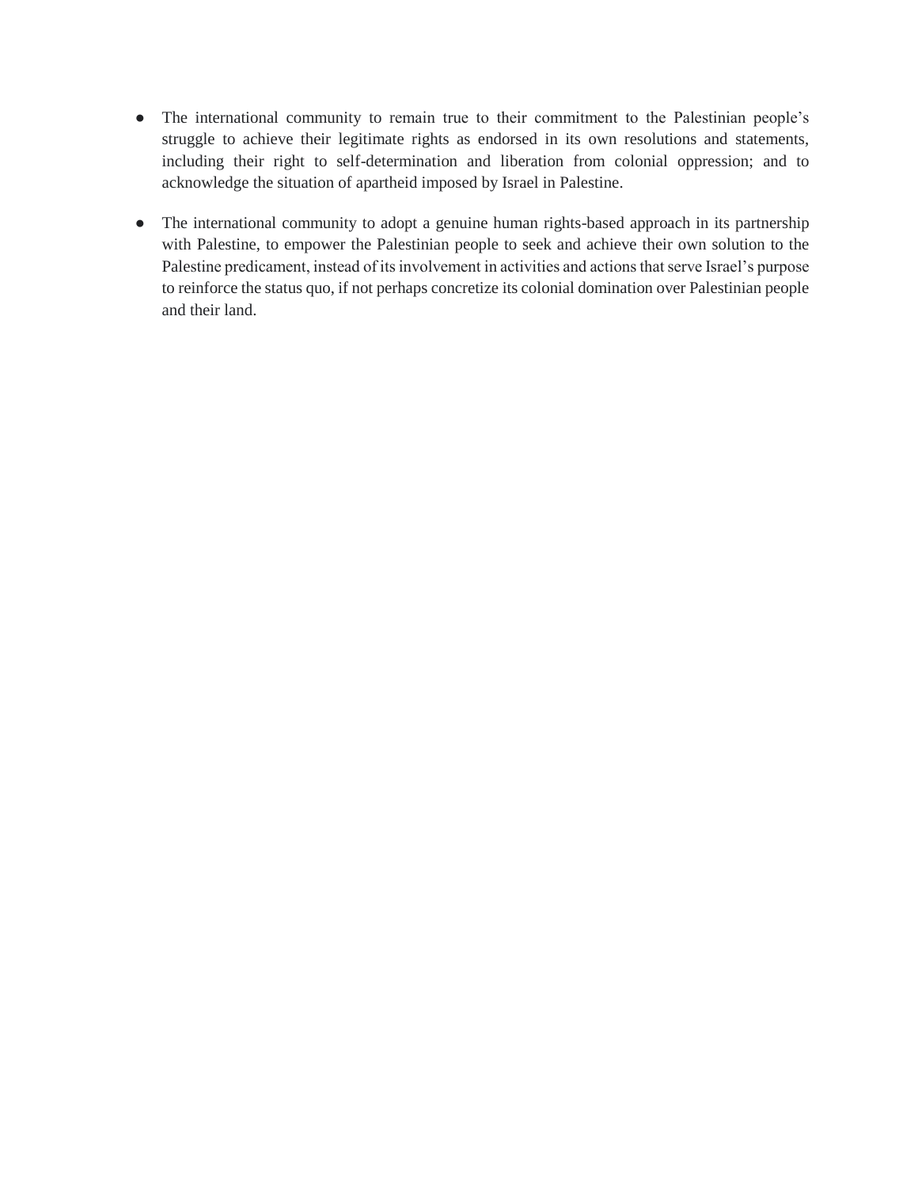- The international community to remain true to their commitment to the Palestinian people's struggle to achieve their legitimate rights as endorsed in its own resolutions and statements, including their right to self-determination and liberation from colonial oppression; and to acknowledge the situation of apartheid imposed by Israel in Palestine.

- The international community to adopt a genuine human rights-based approach in its partnership with Palestine, to empower the Palestinian people to seek and achieve their own solution to the Palestine predicament, instead of its involvement in activities and actions that serve Israel's purpose to reinforce the status quo, if not perhaps concretize its colonial domination over Palestinian people and their land.